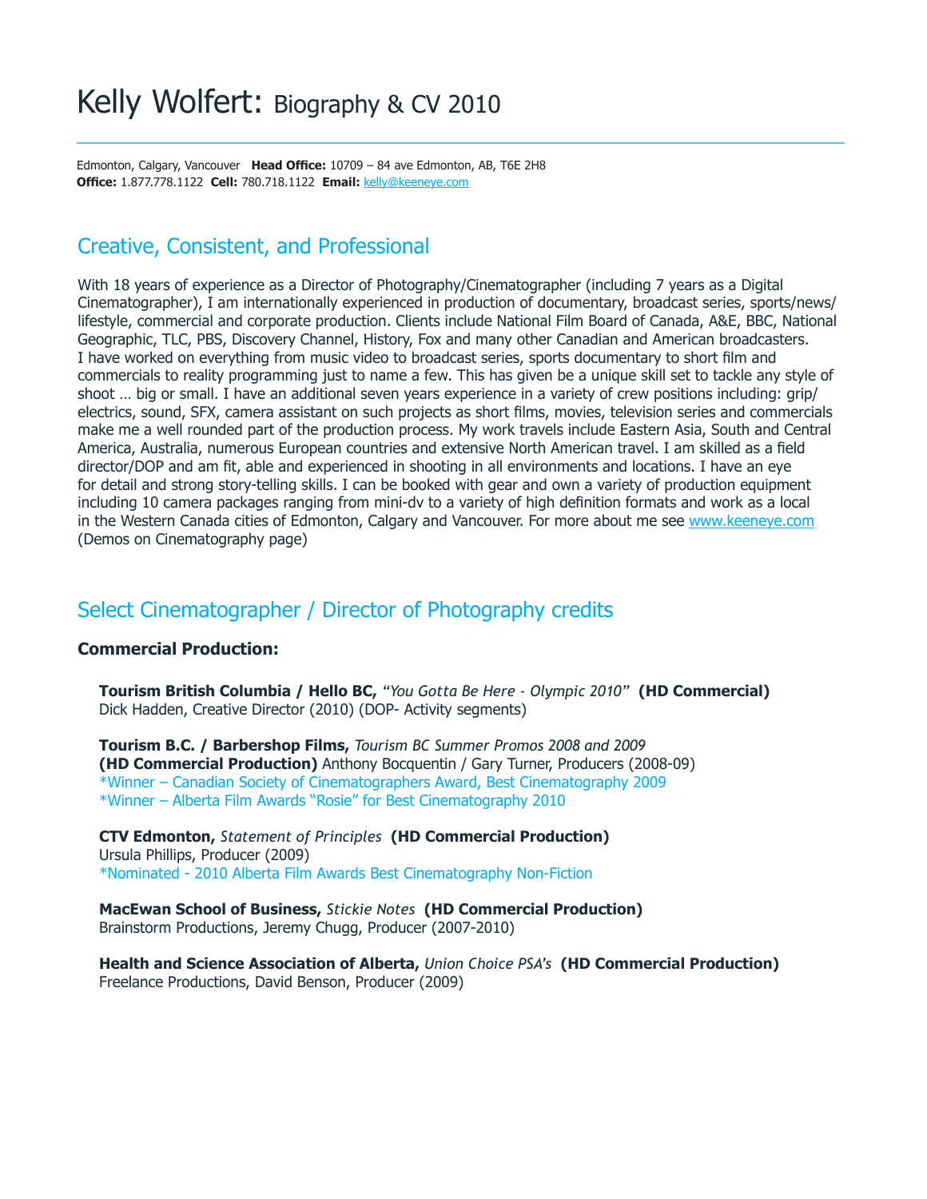# Kelly Wolfert: Biography & CV 2010

Edmonton, Calgary, Vancouver **Head Office:** 10709 – 84 ave Edmonton, AB, T6E 2H8
**Office:** 1.877.778.1122 **Cell:** 780.718.1122 **Email:** kelly@keeneye.com

## Creative, Consistent, and Professional

With 18 years of experience as a Director of Photography/Cinematographer (including 7 years as a Digital Cinematographer), I am internationally experienced in production of documentary, broadcast series, sports/news/lifestyle, commercial and corporate production. Clients include National Film Board of Canada, A&E, BBC, National Geographic, TLC, PBS, Discovery Channel, History, Fox and many other Canadian and American broadcasters. I have worked on everything from music video to broadcast series, sports documentary to short film and commercials to reality programming just to name a few. This has given be a unique skill set to tackle any style of shoot … big or small. I have an additional seven years experience in a variety of crew positions including: grip/electrics, sound, SFX, camera assistant on such projects as short films, movies, television series and commercials make me a well rounded part of the production process. My work travels include Eastern Asia, South and Central America, Australia, numerous European countries and extensive North American travel. I am skilled as a field director/DOP and am fit, able and experienced in shooting in all environments and locations. I have an eye for detail and strong story-telling skills. I can be booked with gear and own a variety of production equipment including 10 camera packages ranging from mini-dv to a variety of high definition formats and work as a local in the Western Canada cities of Edmonton, Calgary and Vancouver. For more about me see www.keeneye.com (Demos on Cinematography page)

## Select Cinematographer / Director of Photography credits

### Commercial Production:

**Tourism British Columbia / Hello BC,** *"You Gotta Be Here - Olympic 2010"* **(HD Commercial)**
Dick Hadden, Creative Director (2010) (DOP- Activity segments)

**Tourism B.C. / Barbershop Films,** *Tourism BC Summer Promos 2008 and 2009*
**(HD Commercial Production)** Anthony Bocquentin / Gary Turner, Producers (2008-09)
*Winner – Canadian Society of Cinematographers Award, Best Cinematography 2009
*Winner – Alberta Film Awards "Rosie" for Best Cinematography 2010

**CTV Edmonton,** *Statement of Principles* **(HD Commercial Production)**
Ursula Phillips, Producer (2009)
*Nominated - 2010 Alberta Film Awards Best Cinematography Non-Fiction

**MacEwan School of Business,** *Stickie Notes* **(HD Commercial Production)**
Brainstorm Productions, Jeremy Chugg, Producer (2007-2010)

**Health and Science Association of Alberta,** *Union Choice PSA's* **(HD Commercial Production)**
Freelance Productions, David Benson, Producer (2009)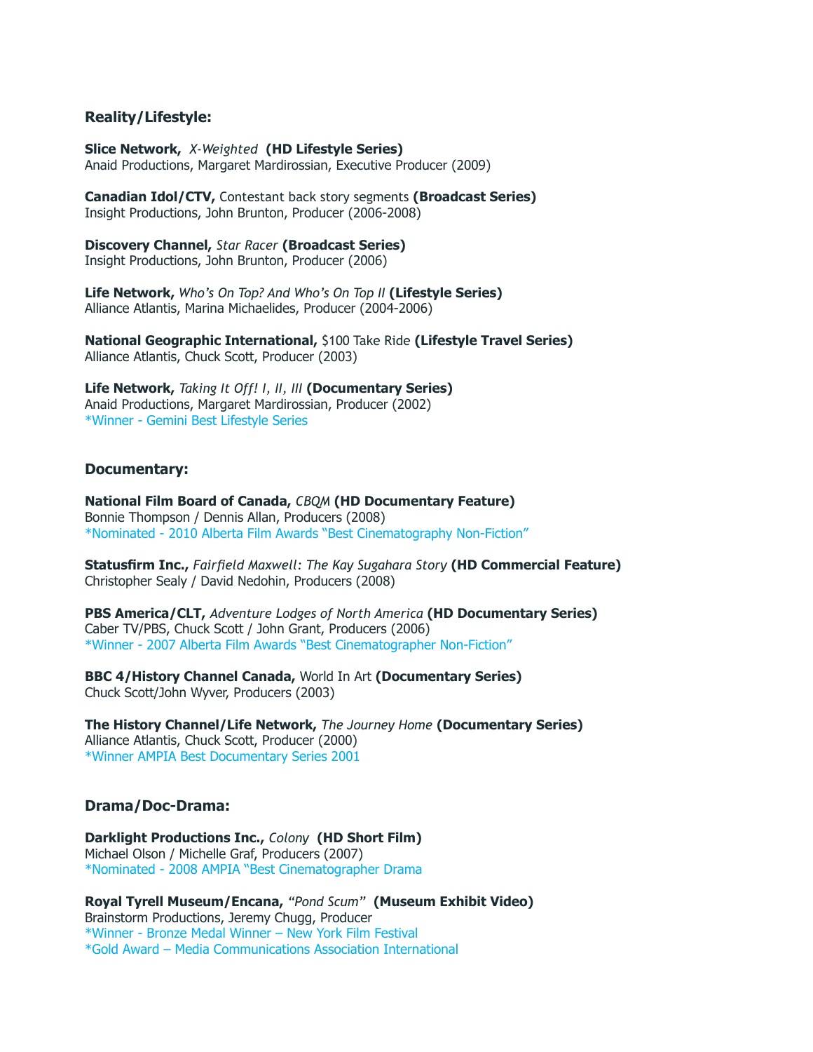### Reality/Lifestyle:

**Slice Network,** *X-Weighted* **(HD Lifestyle Series)**
Anaid Productions, Margaret Mardirossian, Executive Producer (2009)

**Canadian Idol/CTV,** Contestant back story segments **(Broadcast Series)**
Insight Productions, John Brunton, Producer (2006-2008)

**Discovery Channel,** *Star Racer* **(Broadcast Series)**
Insight Productions, John Brunton, Producer (2006)

**Life Network,** *Who's On Top? And Who's On Top II* **(Lifestyle Series)**
Alliance Atlantis, Marina Michaelides, Producer (2004-2006)

**National Geographic International,** $100 Take Ride **(Lifestyle Travel Series)**
Alliance Atlantis, Chuck Scott, Producer (2003)

**Life Network,** *Taking It Off! I, II, III* **(Documentary Series)**
Anaid Productions, Margaret Mardirossian, Producer (2002)
*Winner - Gemini Best Lifestyle Series

### Documentary:

**National Film Board of Canada,** *CBQM* **(HD Documentary Feature)**
Bonnie Thompson / Dennis Allan, Producers (2008)
*Nominated - 2010 Alberta Film Awards "Best Cinematography Non-Fiction"

**Statusfirm Inc.,** *Fairfield Maxwell: The Kay Sugahara Story* **(HD Commercial Feature)**
Christopher Sealy / David Nedohin, Producers (2008)

**PBS America/CLT,** *Adventure Lodges of North America* **(HD Documentary Series)**
Caber TV/PBS, Chuck Scott / John Grant, Producers (2006)
*Winner - 2007 Alberta Film Awards "Best Cinematographer Non-Fiction"

**BBC 4/History Channel Canada,** World In Art **(Documentary Series)**
Chuck Scott/John Wyver, Producers (2003)

**The History Channel/Life Network,** *The Journey Home* **(Documentary Series)**
Alliance Atlantis, Chuck Scott, Producer (2000)
*Winner AMPIA Best Documentary Series 2001

### Drama/Doc-Drama:

**Darklight Productions Inc.,** *Colony* **(HD Short Film)**
Michael Olson / Michelle Graf, Producers (2007)
*Nominated - 2008 AMPIA "Best Cinematographer Drama

**Royal Tyrell Museum/Encana,** "*Pond Scum*" **(Museum Exhibit Video)**
Brainstorm Productions, Jeremy Chugg, Producer
*Winner - Bronze Medal Winner – New York Film Festival
*Gold Award – Media Communications Association International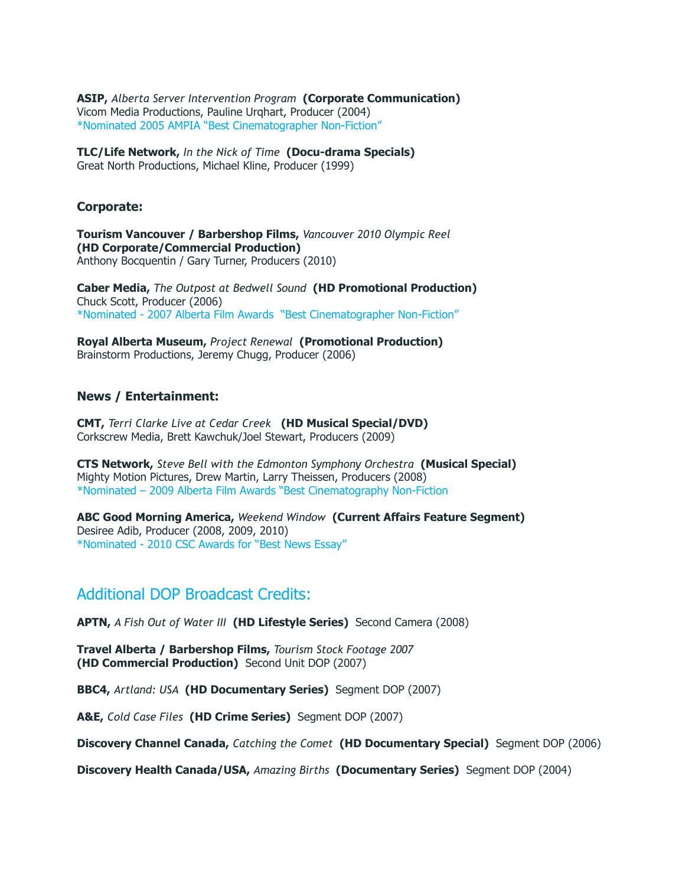**ASIP,** *Alberta Server Intervention Program* **(Corporate Communication)**
Vicom Media Productions, Pauline Urqhart, Producer (2004)
*Nominated 2005 AMPIA "Best Cinematographer Non-Fiction"

**TLC/Life Network,** *In the Nick of Time* **(Docu-drama Specials)**
Great North Productions, Michael Kline, Producer (1999)

### Corporate:

**Tourism Vancouver / Barbershop Films,** *Vancouver 2010 Olympic Reel*
**(HD Corporate/Commercial Production)**
Anthony Bocquentin / Gary Turner, Producers (2010)

**Caber Media,** *The Outpost at Bedwell Sound* **(HD Promotional Production)**
Chuck Scott, Producer (2006)
*Nominated - 2007 Alberta Film Awards "Best Cinematographer Non-Fiction"

**Royal Alberta Museum,** *Project Renewal* **(Promotional Production)**
Brainstorm Productions, Jeremy Chugg, Producer (2006)

### News / Entertainment:

**CMT,** *Terri Clarke Live at Cedar Creek* **(HD Musical Special/DVD)**
Corkscrew Media, Brett Kawchuk/Joel Stewart, Producers (2009)

**CTS Network,** *Steve Bell with the Edmonton Symphony Orchestra* **(Musical Special)**
Mighty Motion Pictures, Drew Martin, Larry Theissen, Producers (2008)
*Nominated – 2009 Alberta Film Awards "Best Cinematography Non-Fiction

**ABC Good Morning America,** *Weekend Window* **(Current Affairs Feature Segment)**
Desiree Adib, Producer (2008, 2009, 2010)
*Nominated - 2010 CSC Awards for "Best News Essay"

## Additional DOP Broadcast Credits:

**APTN,** *A Fish Out of Water III* **(HD Lifestyle Series)** Second Camera (2008)

**Travel Alberta / Barbershop Films,** *Tourism Stock Footage 2007*
**(HD Commercial Production)** Second Unit DOP (2007)

**BBC4,** *Artland: USA* **(HD Documentary Series)** Segment DOP (2007)

**A&E,** *Cold Case Files* **(HD Crime Series)** Segment DOP (2007)

**Discovery Channel Canada,** *Catching the Comet* **(HD Documentary Special)** Segment DOP (2006)

**Discovery Health Canada/USA,** *Amazing Births* **(Documentary Series)** Segment DOP (2004)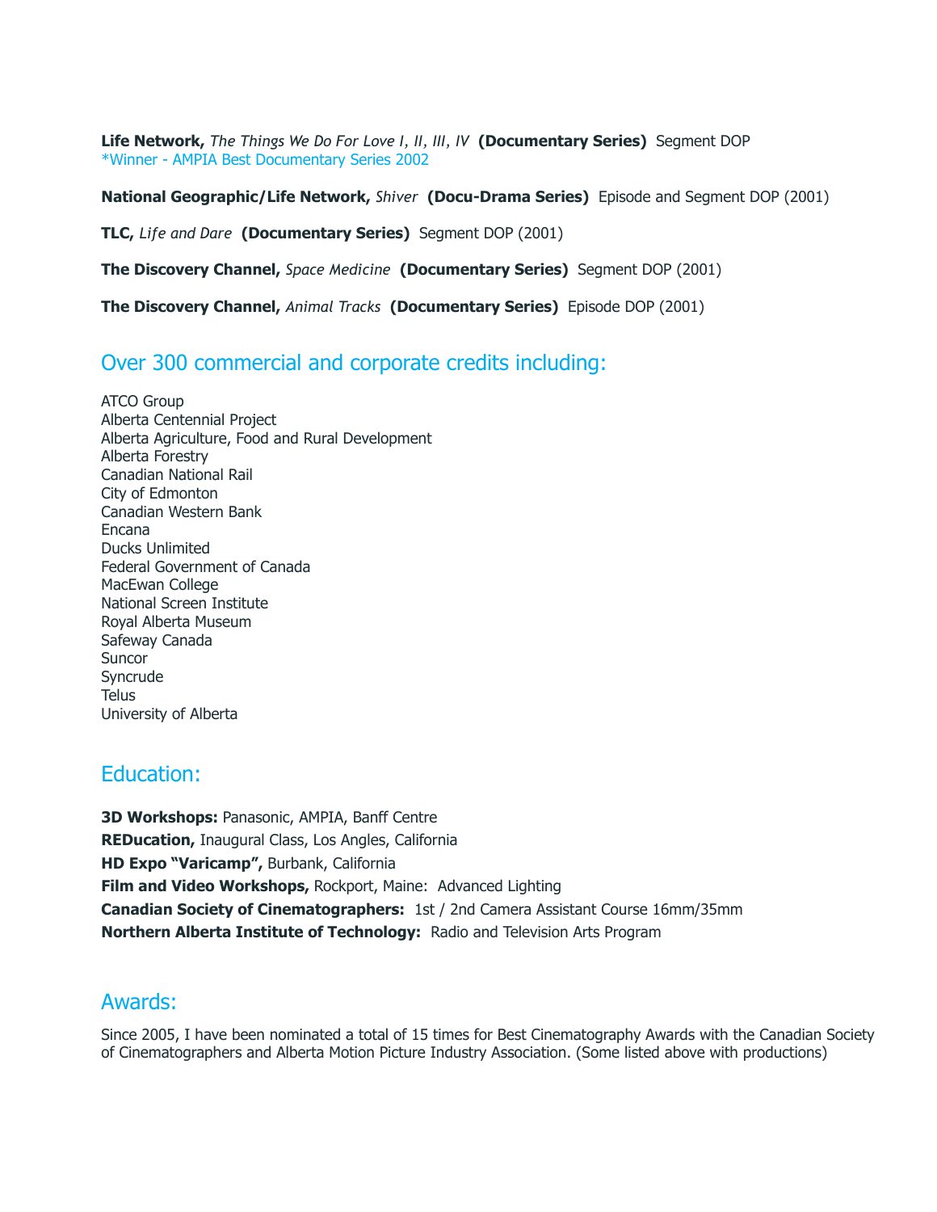**Life Network,** *The Things We Do For Love I, II, III, IV* **(Documentary Series)** Segment DOP
*Winner - AMPIA Best Documentary Series 2002

**National Geographic/Life Network,** *Shiver* **(Docu-Drama Series)** Episode and Segment DOP (2001)

**TLC,** *Life and Dare* **(Documentary Series)** Segment DOP (2001)

**The Discovery Channel,** *Space Medicine* **(Documentary Series)** Segment DOP (2001)

**The Discovery Channel,** *Animal Tracks* **(Documentary Series)** Episode DOP (2001)

## Over 300 commercial and corporate credits including:

ATCO Group
Alberta Centennial Project
Alberta Agriculture, Food and Rural Development
Alberta Forestry
Canadian National Rail
City of Edmonton
Canadian Western Bank
Encana
Ducks Unlimited
Federal Government of Canada
MacEwan College
National Screen Institute
Royal Alberta Museum
Safeway Canada
Suncor
Syncrude
Telus
University of Alberta

## Education:

**3D Workshops:** Panasonic, AMPIA, Banff Centre
**REDucation,** Inaugural Class, Los Angles, California
**HD Expo "Varicamp",** Burbank, California
**Film and Video Workshops,** Rockport, Maine: Advanced Lighting
**Canadian Society of Cinematographers:** 1st / 2nd Camera Assistant Course 16mm/35mm
**Northern Alberta Institute of Technology:** Radio and Television Arts Program

## Awards:

Since 2005, I have been nominated a total of 15 times for Best Cinematography Awards with the Canadian Society of Cinematographers and Alberta Motion Picture Industry Association. (Some listed above with productions)